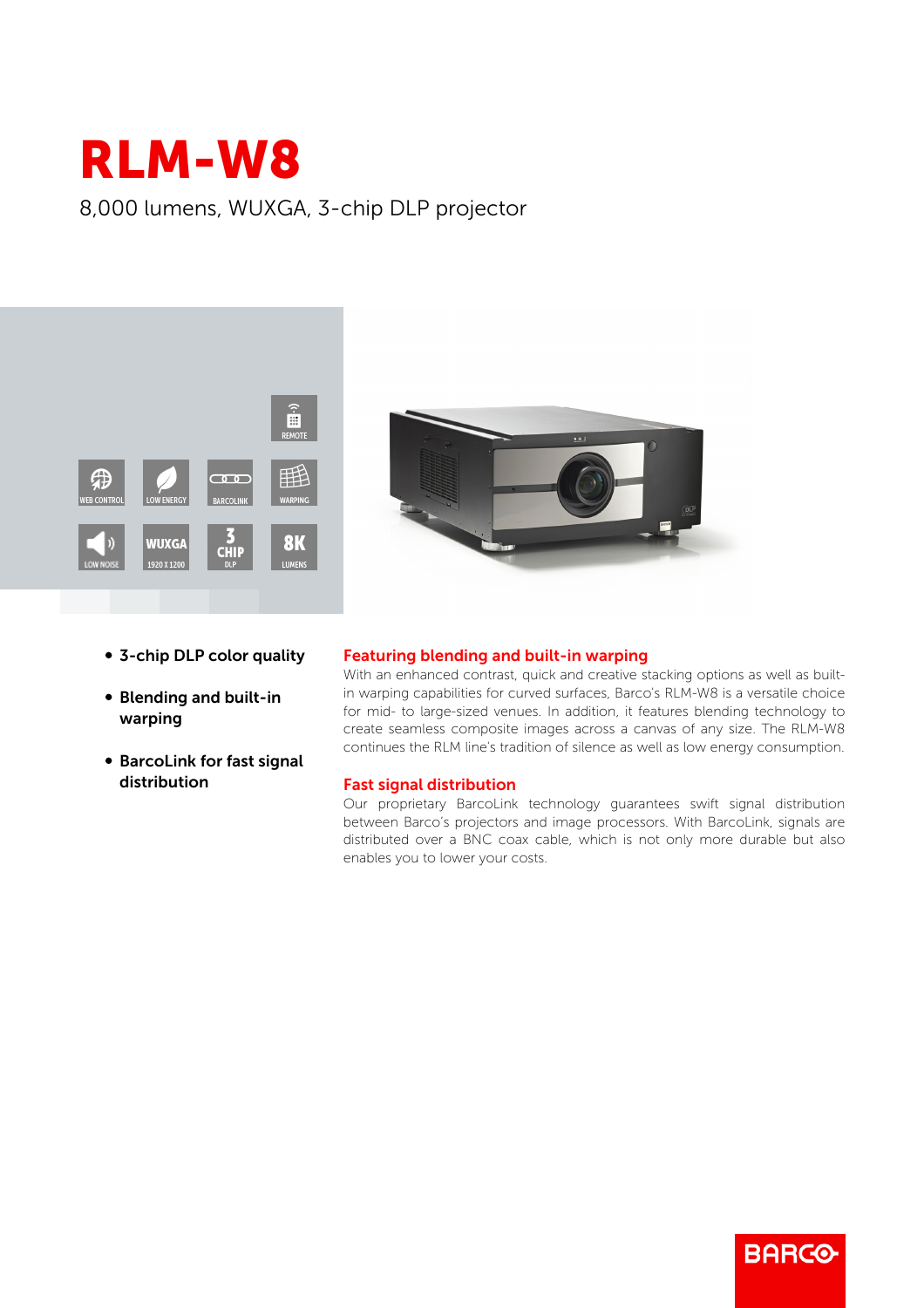# RLM-W8

8,000 lumens, WUXGA, 3-chip DLP projector

- **3-chip DLP color quality**
- **Blending and built-in warping**
- **BarcoLink for fast signal distribution**

## Featuring blending and built-in warping

With an enhanced contrast, quick and creative stacking options as well as built-in warping capabilities for curved surfaces, Barco's RLM-W8 is a versatile choice for mid- to large-sized venues. In addition, it features blending technology to create seamless composite images across a canvas of any size. The RLM-W8 continues the RLM line's tradition of silence as well as low energy consumption.

## Fast signal distribution

Our proprietary BarcoLink technology guarantees swift signal distribution between Barco's projectors and image processors. With BarcoLink, signals are distributed over a BNC coax cable, which is not only more durable but also enables you to lower your costs.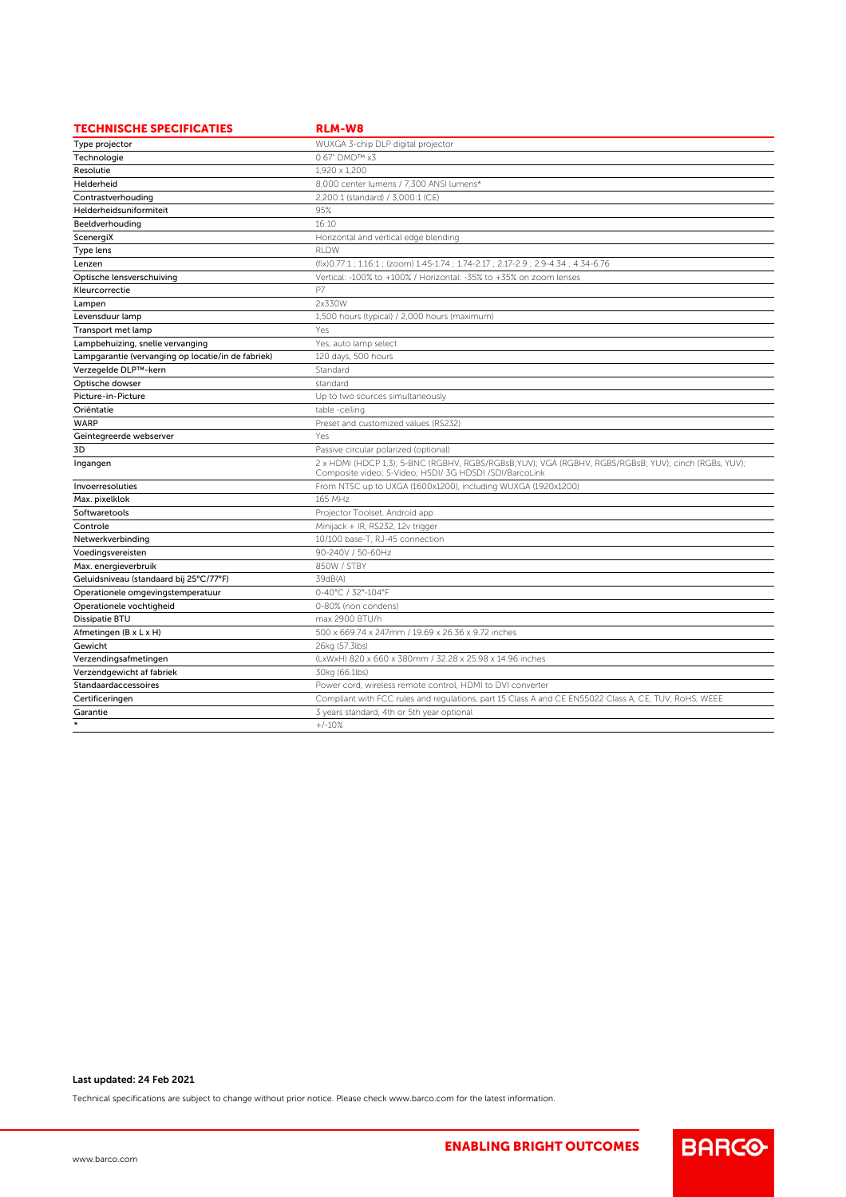| TECHNISCHE SPECIFICATIES | RLM-W8 |
|---|---|
| Type projector | WUXGA 3-chip DLP digital projector |
| Technologie | 0.67" DMD™ x3 |
| Resolutie | 1,920 x 1,200 |
| Helderheid | 8,000 center lumens / 7,300 ANSI lumens* |
| Contrastverhouding | 2,200:1 (standard) / 3,000:1 (CE) |
| Helderheidsuniformiteit | 95% |
| Beeldverhouding | 16:10 |
| ScenergiX | Horizontal and vertical edge blending |
| Type lens | RLDW |
| Lenzen | (fix)0.77:1 ; 1.16:1 ; (zoom) 1.45-1.74 ; 1.74-2.17 ; 2.17-2.9 ; 2.9-4.34 ; 4.34-6.76 |
| Optische lensverschuiving | Vertical: -100% to +100% / Horizontal: -35% to +35% on zoom lenses |
| Kleurcorrectie | P7 |
| Lampen | 2x330W |
| Levensduur lamp | 1,500 hours (typical) / 2,000 hours (maximum) |
| Transport met lamp | Yes |
| Lampbehuizing, snelle vervanging | Yes, auto lamp select |
| Lampgarantie (vervanging op locatie/in de fabriek) | 120 days, 500 hours |
| Verzegelde DLP™-kern | Standard |
| Optische dowser | standard |
| Picture-in-Picture | Up to two sources simultaneously |
| Oriëntatie | table -ceiling |
| WARP | Preset and customized values (RS232) |
| Geïntegreerde webserver | Yes |
| 3D | Passive circular polarized (optional) |
| Ingangen | 2 x HDMI (HDCP 1.3); 5-BNC (RGBHV, RGBS/RGBsB;YUV); VGA (RGBHV, RGBS/RGBsB; YUV); cinch (RGBs, YUV); Composite video; S-Video; HSDI/ 3G HDSDI /SDI/BarcoLink |
| Invoerresoluties | From NTSC up to UXGA (1600x1200), including WUXGA (1920x1200) |
| Max. pixelklok | 165 MHz |
| Softwaretools | Projector Toolset, Android app |
| Controle | Minijack + IR, RS232, 12v trigger |
| Netwerkverbinding | 10/100 base-T, RJ-45 connection |
| Voedingsvereisten | 90-240V / 50-60Hz |
| Max. energieverbruik | 850W / STBY |
| Geluidsniveau (standaard bij 25°C/77°F) | 39dB(A) |
| Operationele omgevingstemperatuur | 0-40°C / 32°-104°F |
| Operationele vochtigheid | 0-80% (non condens) |
| Dissipatie BTU | max 2900 BTU/h |
| Afmetingen (B x L x H) | 500 x 669.74 x 247mm / 19.69 x 26.36 x 9.72 inches |
| Gewicht | 26kg (57.3lbs) |
| Verzendingsafmetingen | (LxWxH) 820 x 660 x 380mm / 32.28 x 25.98 x 14.96 inches |
| Verzendgewicht af fabriek | 30kg (66.1lbs) |
| Standaardaccessoires | Power cord, wireless remote control, HDMI to DVI converter |
| Certificeringen | Compliant with FCC rules and regulations, part 15 Class A and CE EN55022 Class A, CE, TUV, RoHS, WEEE |
| Garantie | 3 years standard, 4th or 5th year optional |
| * | +/-10% |

**Last updated: 24 Feb 2021**

Technical specifications are subject to change without prior notice. Please check www.barco.com for the latest information.

**ENABLING BRIGHT OUTCOMES**

www.barco.com